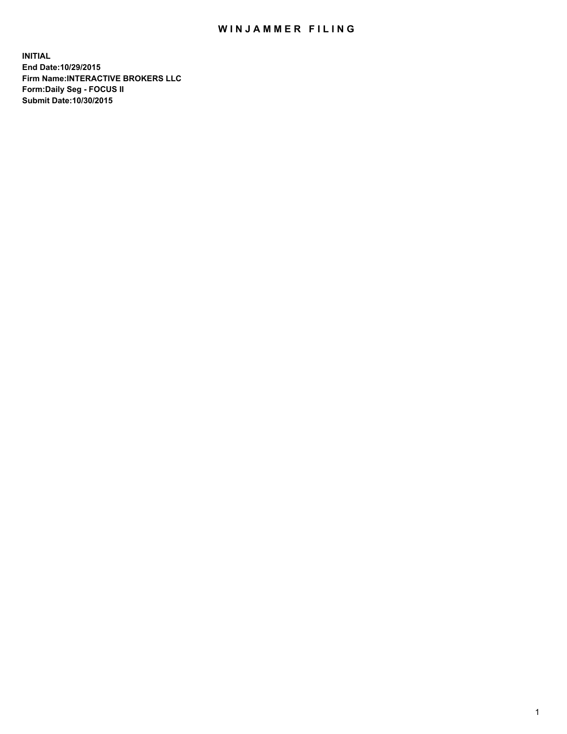# WINJAMMER FILING

**INITIAL**
**End Date:10/29/2015**
**Firm Name:INTERACTIVE BROKERS LLC**
**Form:Daily Seg - FOCUS II**
**Submit Date:10/30/2015**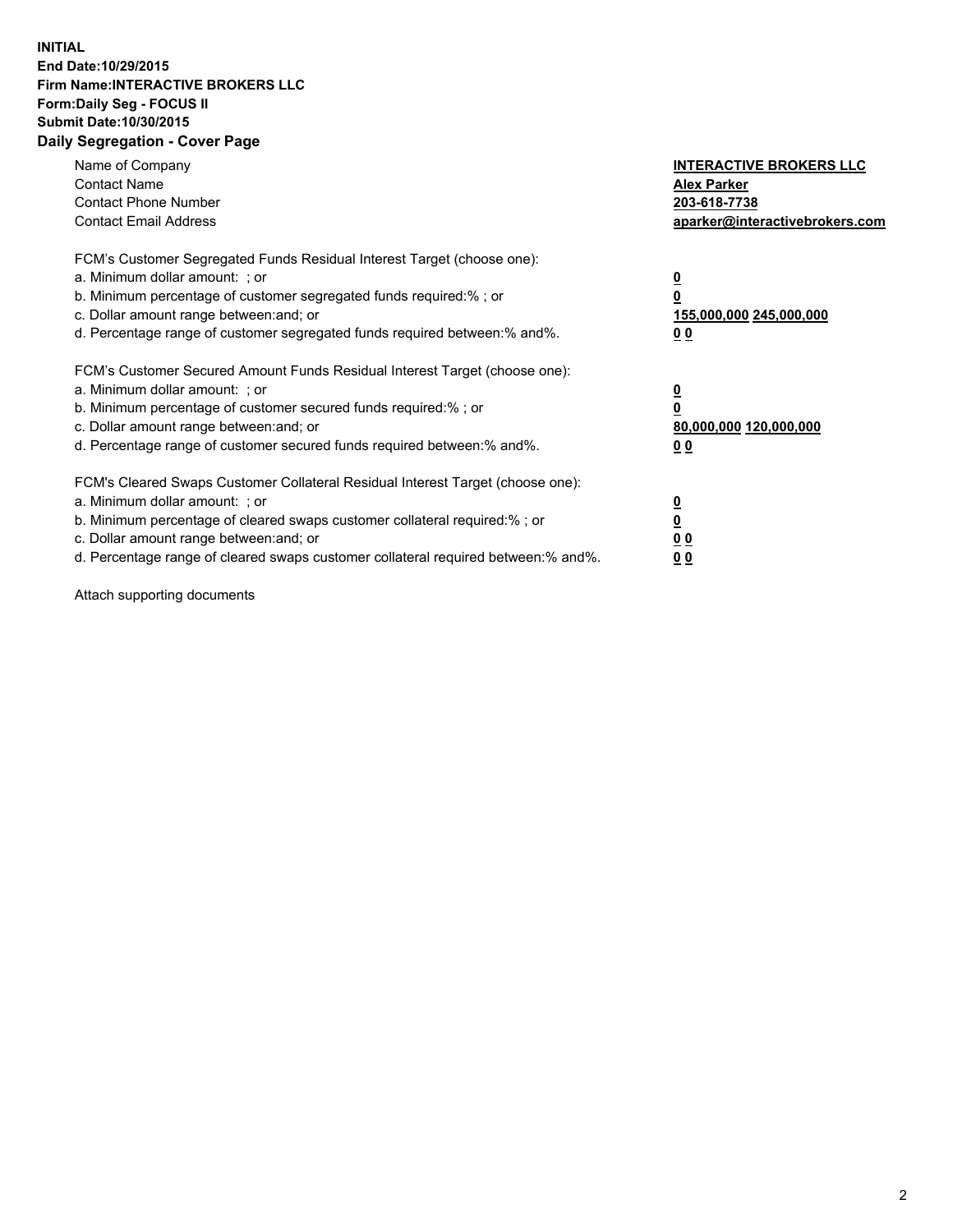**INITIAL**
**End Date:10/29/2015**
**Firm Name:INTERACTIVE BROKERS LLC**
**Form:Daily Seg - FOCUS II**
**Submit Date:10/30/2015**

## Daily Segregation - Cover Page

| | |
|---|---|
| Name of Company | **INTERACTIVE BROKERS LLC** |
| Contact Name | **Alex Parker** |
| Contact Phone Number | **203-618-7738** |
| Contact Email Address | **aparker@interactivebrokers.com** |

FCM's Customer Segregated Funds Residual Interest Target (choose one):

| | |
|---|---|
| a. Minimum dollar amount: ; or | **0** |
| b. Minimum percentage of customer segregated funds required:% ; or | **0** |
| c. Dollar amount range between:and; or | **155,000,000 245,000,000** |
| d. Percentage range of customer segregated funds required between:% and%. | **0 0** |

FCM's Customer Secured Amount Funds Residual Interest Target (choose one):

| | |
|---|---|
| a. Minimum dollar amount: ; or | **0** |
| b. Minimum percentage of customer secured funds required:% ; or | **0** |
| c. Dollar amount range between:and; or | **80,000,000 120,000,000** |
| d. Percentage range of customer secured funds required between:% and%. | **0 0** |

FCM's Cleared Swaps Customer Collateral Residual Interest Target (choose one):

| | |
|---|---|
| a. Minimum dollar amount: ; or | **0** |
| b. Minimum percentage of cleared swaps customer collateral required:% ; or | **0** |
| c. Dollar amount range between:and; or | **0 0** |
| d. Percentage range of cleared swaps customer collateral required between:% and%. | **0 0** |

Attach supporting documents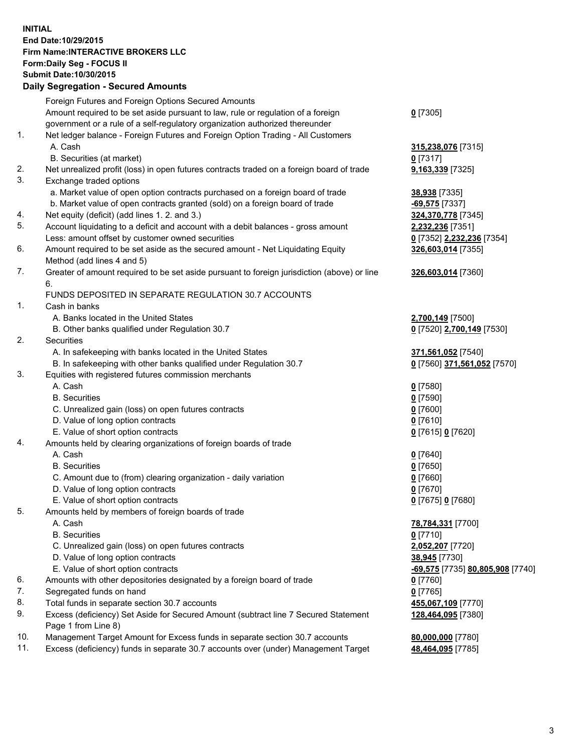**INITIAL**
**End Date:10/29/2015**
**Firm Name:INTERACTIVE BROKERS LLC**
**Form:Daily Seg - FOCUS II**
**Submit Date:10/30/2015**

## Daily Segregation - Secured Amounts

| | | |
|---|---|---|
| | Foreign Futures and Foreign Options Secured Amounts | |
| | Amount required to be set aside pursuant to law, rule or regulation of a foreign government or a rule of a self-regulatory organization authorized thereunder | **0** [7305] |
| 1. | Net ledger balance - Foreign Futures and Foreign Option Trading - All Customers | |
| | A. Cash | **315,238,076** [7315] |
| | B. Securities (at market) | **0** [7317] |
| 2. | Net unrealized profit (loss) in open futures contracts traded on a foreign board of trade | **9,163,339** [7325] |
| 3. | Exchange traded options | |
| | a. Market value of open option contracts purchased on a foreign board of trade | **38,938** [7335] |
| | b. Market value of open contracts granted (sold) on a foreign board of trade | **-69,575** [7337] |
| 4. | Net equity (deficit) (add lines 1. 2. and 3.) | **324,370,778** [7345] |
| 5. | Account liquidating to a deficit and account with a debit balances - gross amount | **2,232,236** [7351] |
| | Less: amount offset by customer owned securities | **0** [7352] **2,232,236** [7354] |
| 6. | Amount required to be set aside as the secured amount - Net Liquidating Equity Method (add lines 4 and 5) | **326,603,014** [7355] |
| 7. | Greater of amount required to be set aside pursuant to foreign jurisdiction (above) or line 6. | **326,603,014** [7360] |
| | FUNDS DEPOSITED IN SEPARATE REGULATION 30.7 ACCOUNTS | |
| 1. | Cash in banks | |
| | A. Banks located in the United States | **2,700,149** [7500] |
| | B. Other banks qualified under Regulation 30.7 | **0** [7520] **2,700,149** [7530] |
| 2. | Securities | |
| | A. In safekeeping with banks located in the United States | **371,561,052** [7540] |
| | B. In safekeeping with other banks qualified under Regulation 30.7 | **0** [7560] **371,561,052** [7570] |
| 3. | Equities with registered futures commission merchants | |
| | A. Cash | **0** [7580] |
| | B. Securities | **0** [7590] |
| | C. Unrealized gain (loss) on open futures contracts | **0** [7600] |
| | D. Value of long option contracts | **0** [7610] |
| | E. Value of short option contracts | **0** [7615] **0** [7620] |
| 4. | Amounts held by clearing organizations of foreign boards of trade | |
| | A. Cash | **0** [7640] |
| | B. Securities | **0** [7650] |
| | C. Amount due to (from) clearing organization - daily variation | **0** [7660] |
| | D. Value of long option contracts | **0** [7670] |
| | E. Value of short option contracts | **0** [7675] **0** [7680] |
| 5. | Amounts held by members of foreign boards of trade | |
| | A. Cash | **78,784,331** [7700] |
| | B. Securities | **0** [7710] |
| | C. Unrealized gain (loss) on open futures contracts | **2,052,207** [7720] |
| | D. Value of long option contracts | **38,945** [7730] |
| | E. Value of short option contracts | **-69,575** [7735] **80,805,908** [7740] |
| 6. | Amounts with other depositories designated by a foreign board of trade | **0** [7760] |
| 7. | Segregated funds on hand | **0** [7765] |
| 8. | Total funds in separate section 30.7 accounts | **455,067,109** [7770] |
| 9. | Excess (deficiency) Set Aside for Secured Amount (subtract line 7 Secured Statement Page 1 from Line 8) | **128,464,095** [7380] |
| 10. | Management Target Amount for Excess funds in separate section 30.7 accounts | **80,000,000** [7780] |
| 11. | Excess (deficiency) funds in separate 30.7 accounts over (under) Management Target | **48,464,095** [7785] |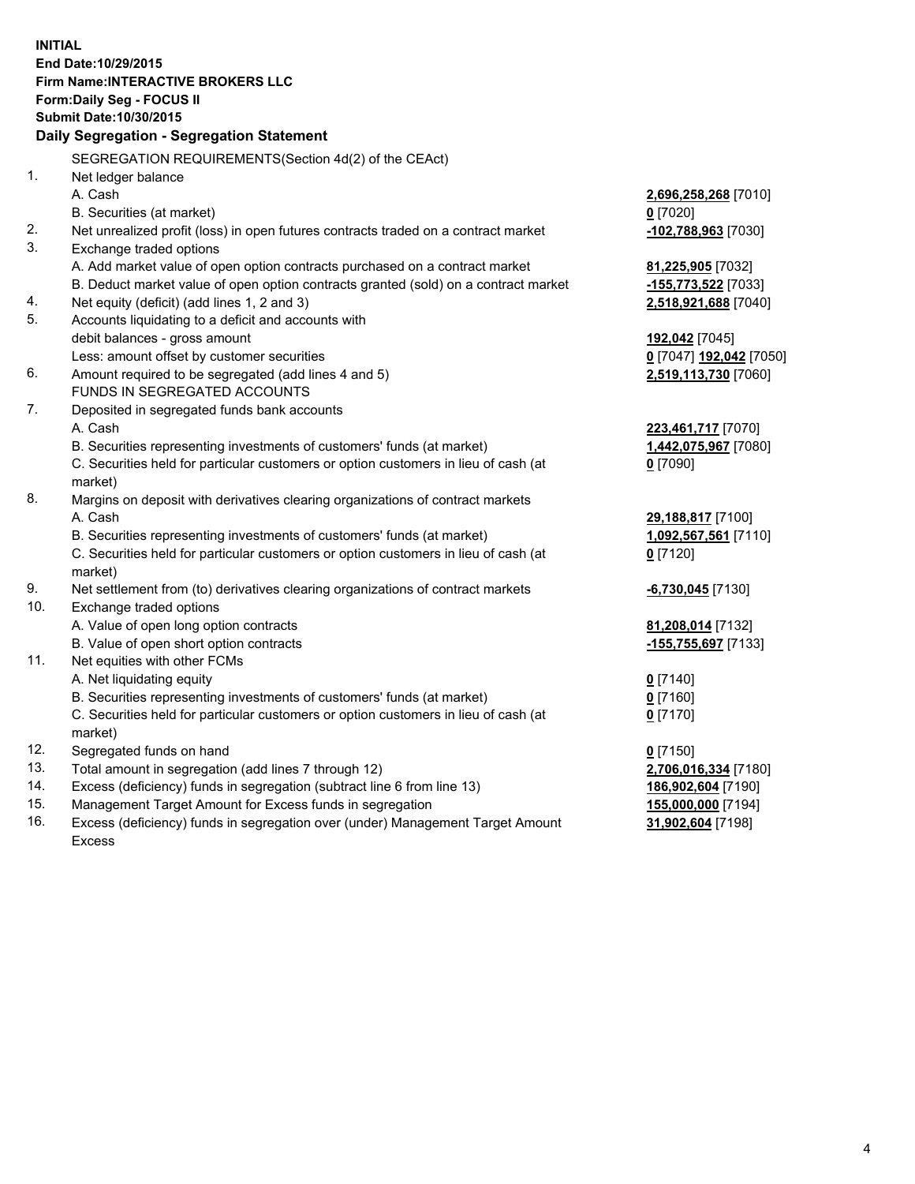**INITIAL**
**End Date:10/29/2015**
**Firm Name:INTERACTIVE BROKERS LLC**
**Form:Daily Seg - FOCUS II**
**Submit Date:10/30/2015**

### Daily Segregation - Segregation Statement

| | | |
|---|---|---|
| | SEGREGATION REQUIREMENTS(Section 4d(2) of the CEAct) | |
| 1. | Net ledger balance | |
| | A. Cash | **2,696,258,268** [7010] |
| | B. Securities (at market) | **0** [7020] |
| 2. | Net unrealized profit (loss) in open futures contracts traded on a contract market | **-102,788,963** [7030] |
| 3. | Exchange traded options | |
| | A. Add market value of open option contracts purchased on a contract market | **81,225,905** [7032] |
| | B. Deduct market value of open option contracts granted (sold) on a contract market | **-155,773,522** [7033] |
| 4. | Net equity (deficit) (add lines 1, 2 and 3) | **2,518,921,688** [7040] |
| 5. | Accounts liquidating to a deficit and accounts with | |
| | debit balances - gross amount | **192,042** [7045] |
| | Less: amount offset by customer securities | **0** [7047] **192,042** [7050] |
| 6. | Amount required to be segregated (add lines 4 and 5) | **2,519,113,730** [7060] |
| | FUNDS IN SEGREGATED ACCOUNTS | |
| 7. | Deposited in segregated funds bank accounts | |
| | A. Cash | **223,461,717** [7070] |
| | B. Securities representing investments of customers' funds (at market) | **1,442,075,967** [7080] |
| | C. Securities held for particular customers or option customers in lieu of cash (at market) | **0** [7090] |
| 8. | Margins on deposit with derivatives clearing organizations of contract markets | |
| | A. Cash | **29,188,817** [7100] |
| | B. Securities representing investments of customers' funds (at market) | **1,092,567,561** [7110] |
| | C. Securities held for particular customers or option customers in lieu of cash (at market) | **0** [7120] |
| 9. | Net settlement from (to) derivatives clearing organizations of contract markets | **-6,730,045** [7130] |
| 10. | Exchange traded options | |
| | A. Value of open long option contracts | **81,208,014** [7132] |
| | B. Value of open short option contracts | **-155,755,697** [7133] |
| 11. | Net equities with other FCMs | |
| | A. Net liquidating equity | **0** [7140] |
| | B. Securities representing investments of customers' funds (at market) | **0** [7160] |
| | C. Securities held for particular customers or option customers in lieu of cash (at market) | **0** [7170] |
| 12. | Segregated funds on hand | **0** [7150] |
| 13. | Total amount in segregation (add lines 7 through 12) | **2,706,016,334** [7180] |
| 14. | Excess (deficiency) funds in segregation (subtract line 6 from line 13) | **186,902,604** [7190] |
| 15. | Management Target Amount for Excess funds in segregation | **155,000,000** [7194] |
| 16. | Excess (deficiency) funds in segregation over (under) Management Target Amount Excess | **31,902,604** [7198] |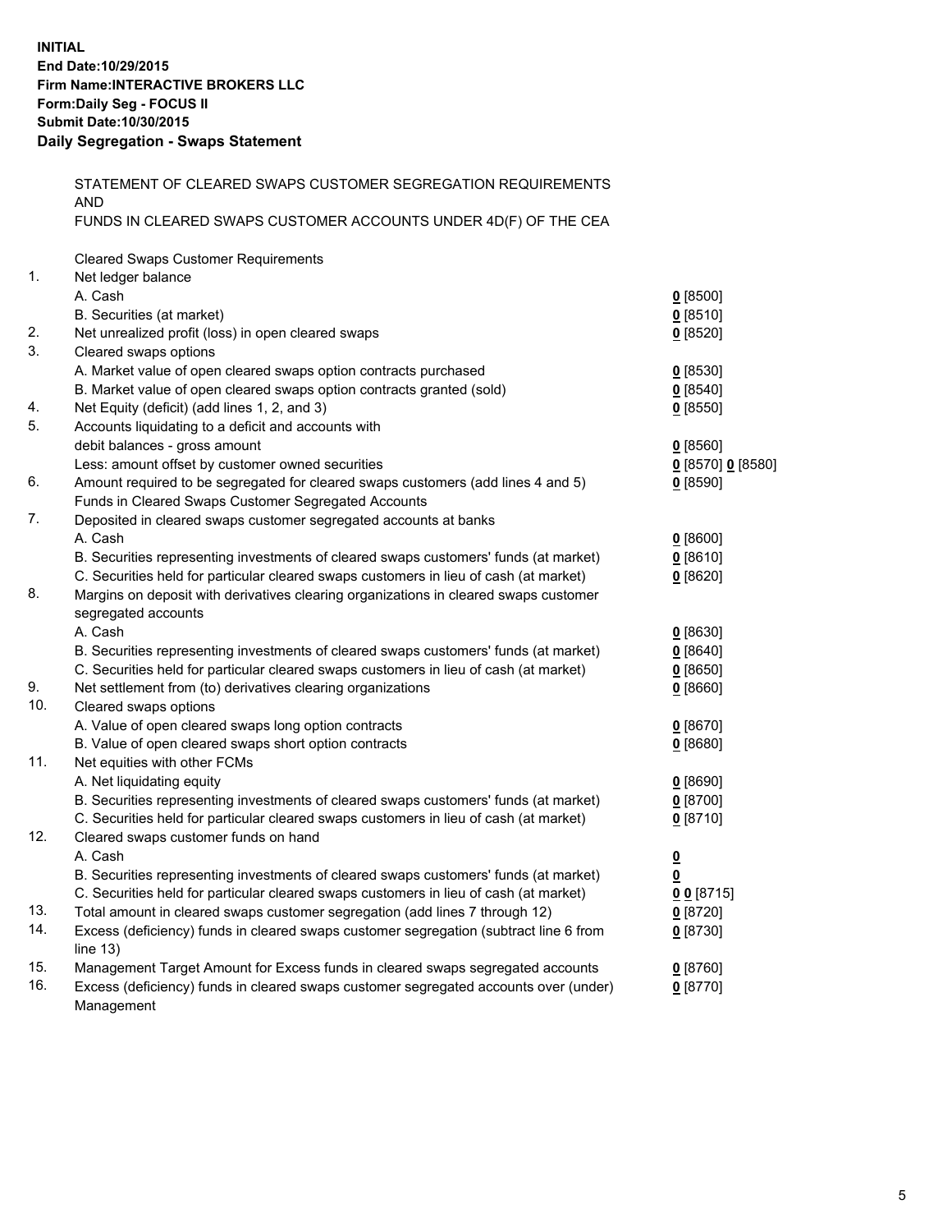**INITIAL**
**End Date:10/29/2015**
**Firm Name:INTERACTIVE BROKERS LLC**
**Form:Daily Seg - FOCUS II**
**Submit Date:10/30/2015**
**Daily Segregation - Swaps Statement**

STATEMENT OF CLEARED SWAPS CUSTOMER SEGREGATION REQUIREMENTS AND FUNDS IN CLEARED SWAPS CUSTOMER ACCOUNTS UNDER 4D(F) OF THE CEA

| | | |
|---|---|---|
| | Cleared Swaps Customer Requirements | |
| 1. | Net ledger balance | |
| | A. Cash | 0 [8500] |
| | B. Securities (at market) | 0 [8510] |
| 2. | Net unrealized profit (loss) in open cleared swaps | 0 [8520] |
| 3. | Cleared swaps options | |
| | A. Market value of open cleared swaps option contracts purchased | 0 [8530] |
| | B. Market value of open cleared swaps option contracts granted (sold) | 0 [8540] |
| 4. | Net Equity (deficit) (add lines 1, 2, and 3) | 0 [8550] |
| 5. | Accounts liquidating to a deficit and accounts with debit balances - gross amount | 0 [8560] |
| | Less: amount offset by customer owned securities | 0 [8570] 0 [8580] |
| 6. | Amount required to be segregated for cleared swaps customers (add lines 4 and 5) | 0 [8590] |
| | Funds in Cleared Swaps Customer Segregated Accounts | |
| 7. | Deposited in cleared swaps customer segregated accounts at banks | |
| | A. Cash | 0 [8600] |
| | B. Securities representing investments of cleared swaps customers' funds (at market) | 0 [8610] |
| | C. Securities held for particular cleared swaps customers in lieu of cash (at market) | 0 [8620] |
| 8. | Margins on deposit with derivatives clearing organizations in cleared swaps customer segregated accounts | |
| | A. Cash | 0 [8630] |
| | B. Securities representing investments of cleared swaps customers' funds (at market) | 0 [8640] |
| | C. Securities held for particular cleared swaps customers in lieu of cash (at market) | 0 [8650] |
| 9. | Net settlement from (to) derivatives clearing organizations | 0 [8660] |
| 10. | Cleared swaps options | |
| | A. Value of open cleared swaps long option contracts | 0 [8670] |
| | B. Value of open cleared swaps short option contracts | 0 [8680] |
| 11. | Net equities with other FCMs | |
| | A. Net liquidating equity | 0 [8690] |
| | B. Securities representing investments of cleared swaps customers' funds (at market) | 0 [8700] |
| | C. Securities held for particular cleared swaps customers in lieu of cash (at market) | 0 [8710] |
| 12. | Cleared swaps customer funds on hand | |
| | A. Cash | 0 |
| | B. Securities representing investments of cleared swaps customers' funds (at market) | 0 |
| | C. Securities held for particular cleared swaps customers in lieu of cash (at market) | 0 0 [8715] |
| 13. | Total amount in cleared swaps customer segregation (add lines 7 through 12) | 0 [8720] |
| 14. | Excess (deficiency) funds in cleared swaps customer segregation (subtract line 6 from line 13) | 0 [8730] |
| 15. | Management Target Amount for Excess funds in cleared swaps segregated accounts | 0 [8760] |
| 16. | Excess (deficiency) funds in cleared swaps customer segregated accounts over (under) Management | 0 [8770] |